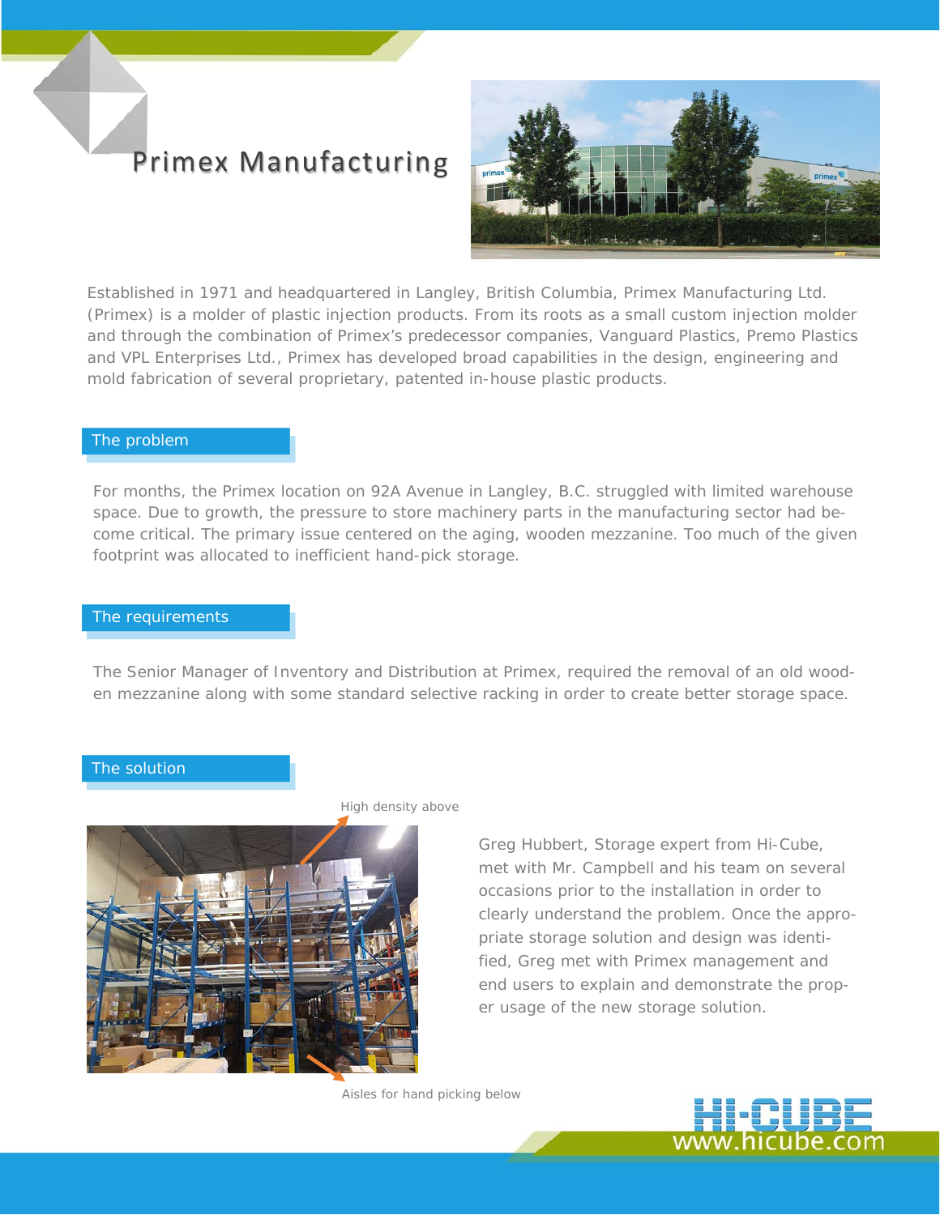# Primex Manufacturing

Established in 1971 and headquartered in Langley, British Columbia, Primex Manufacturing Ltd. (Primex) is a molder of plastic injection products. From its roots as a small custom injection molder and through the combination of Primex's predecessor companies, Vanguard Plastics, Premo Plastics and VPL Enterprises Ltd., Primex has developed broad capabilities in the design, engineering and mold fabrication of several proprietary, patented in-house plastic products.

## The problem

For months, the Primex location on 92A Avenue in Langley, B.C. struggled with limited warehouse space. Due to growth, the pressure to store machinery parts in the manufacturing sector had become critical. The primary issue centered on the aging, wooden mezzanine. Too much of the given footprint was allocated to inefficient hand-pick storage.

## The requirements

The Senior Manager of Inventory and Distribution at Primex, required the removal of an old wooden mezzanine along with some standard selective racking in order to create better storage space.

## The solution

High density above

Aisles for hand picking below

Greg Hubbert, Storage expert from Hi-Cube, met with Mr. Campbell and his team on several occasions prior to the installation in order to clearly understand the problem. Once the appropriate storage solution and design was identified, Greg met with Primex management and end users to explain and demonstrate the proper usage of the new storage solution.

HI-CUBE
www.hicube.com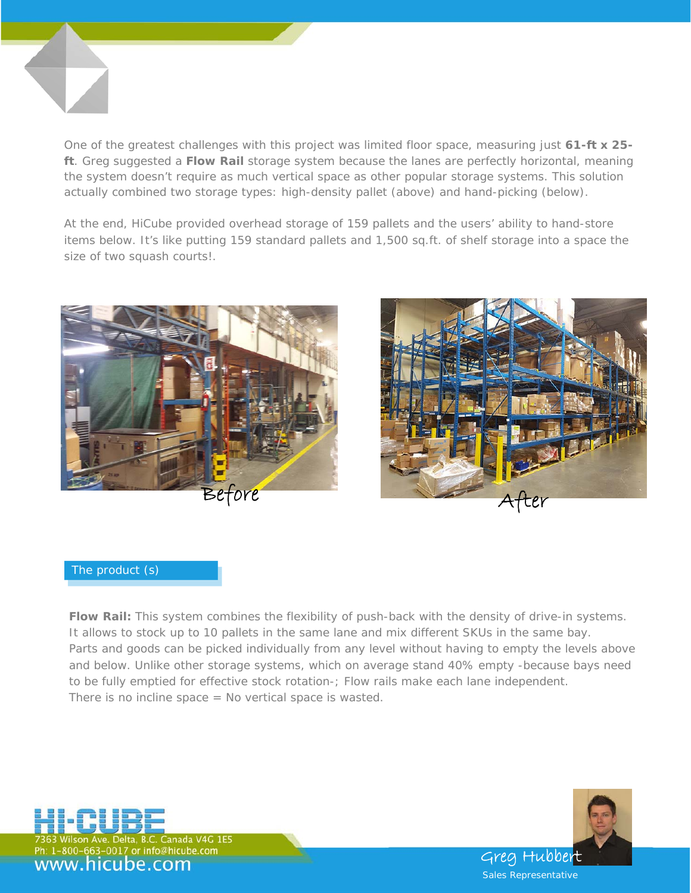One of the greatest challenges with this project was limited floor space, measuring just **61-ft x 25-ft**. Greg suggested a **Flow Rail** storage system because the lanes are perfectly horizontal, meaning the system doesn't require as much vertical space as other popular storage systems. This solution actually combined two storage types: high-density pallet (above) and hand-picking (below).

At the end, HiCube provided overhead storage of 159 pallets and the users' ability to hand-store items below. It's like putting 159 standard pallets and 1,500 sq.ft. of shelf storage into a space the size of two squash courts!.

Before

After

## The product (s)

**Flow Rail:** This system combines the flexibility of push-back with the density of drive-in systems. It allows to stock up to 10 pallets in the same lane and mix different SKUs in the same bay. Parts and goods can be picked individually from any level without having to empty the levels above and below. Unlike other storage systems, which on average stand 40% empty -because bays need to be fully emptied for effective stock rotation-; Flow rails make each lane independent. There is no incline space = No vertical space is wasted.

HI-CUBE
7363 Wilson Ave. Delta, B.C. Canada V4G 1E5
Ph: 1-800-663-0017 or info@hicube.com
www.hicube.com

Greg Hubbert
Sales Representative